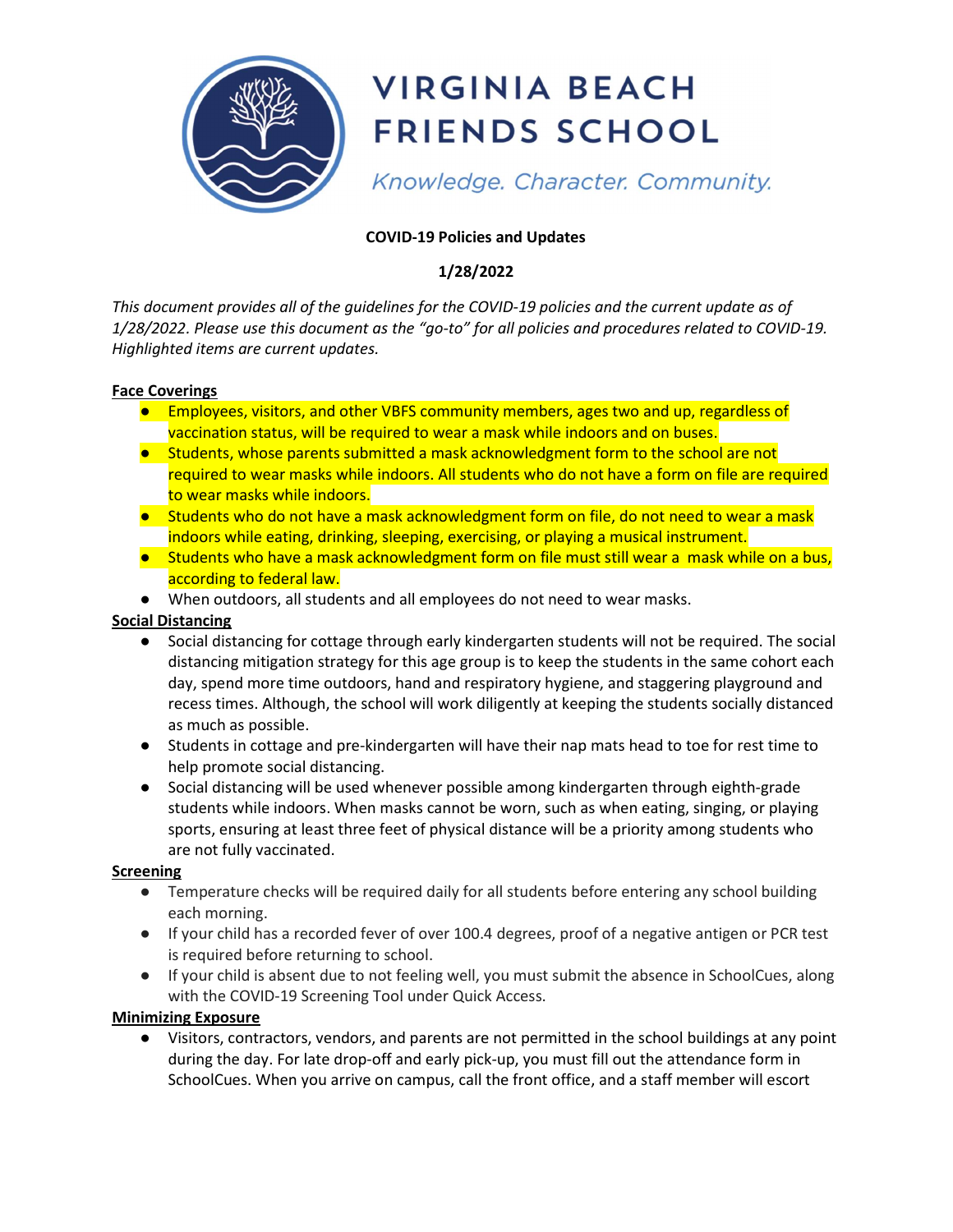# VIRGINIA BEACH FRIENDS SCHOOL

*Knowledge. Character. Community.*

**COVID-19 Policies and Updates**

**1/28/2022**

*This document provides all of the guidelines for the COVID-19 policies and the current update as of 1/28/2022. Please use this document as the "go-to" for all policies and procedures related to COVID-19. Highlighted items are current updates.*

**Face Coverings**

- Employees, visitors, and other VBFS community members, ages two and up, regardless of vaccination status, will be required to wear a mask while indoors and on buses.
- Students, whose parents submitted a mask acknowledgment form to the school are not required to wear masks while indoors. All students who do not have a form on file are required to wear masks while indoors.
- Students who do not have a mask acknowledgment form on file, do not need to wear a mask indoors while eating, drinking, sleeping, exercising, or playing a musical instrument.
- Students who have a mask acknowledgment form on file must still wear a mask while on a bus, according to federal law.
- When outdoors, all students and all employees do not need to wear masks.

**Social Distancing**

- Social distancing for cottage through early kindergarten students will not be required. The social distancing mitigation strategy for this age group is to keep the students in the same cohort each day, spend more time outdoors, hand and respiratory hygiene, and staggering playground and recess times. Although, the school will work diligently at keeping the students socially distanced as much as possible.
- Students in cottage and pre-kindergarten will have their nap mats head to toe for rest time to help promote social distancing.
- Social distancing will be used whenever possible among kindergarten through eighth-grade students while indoors. When masks cannot be worn, such as when eating, singing, or playing sports, ensuring at least three feet of physical distance will be a priority among students who are not fully vaccinated.

**Screening**

- Temperature checks will be required daily for all students before entering any school building each morning.
- If your child has a recorded fever of over 100.4 degrees, proof of a negative antigen or PCR test is required before returning to school.
- If your child is absent due to not feeling well, you must submit the absence in SchoolCues, along with the COVID-19 Screening Tool under Quick Access.

**Minimizing Exposure**

- Visitors, contractors, vendors, and parents are not permitted in the school buildings at any point during the day. For late drop-off and early pick-up, you must fill out the attendance form in SchoolCues. When you arrive on campus, call the front office, and a staff member will escort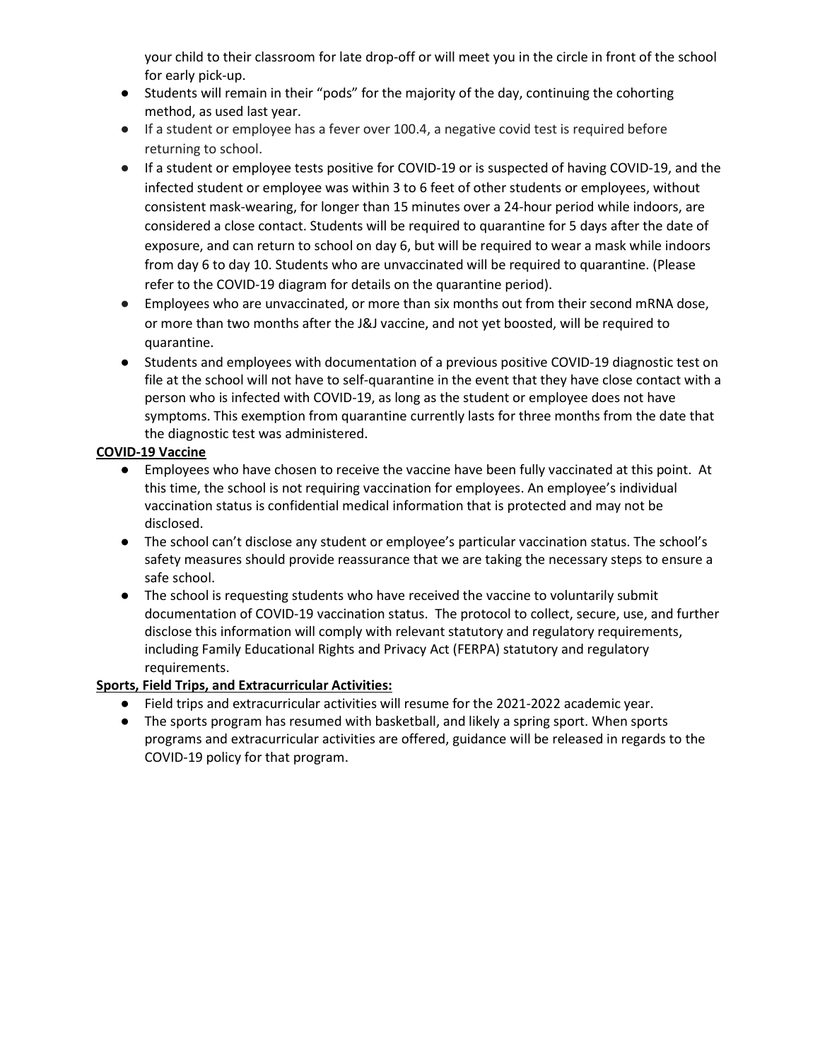your child to their classroom for late drop-off or will meet you in the circle in front of the school for early pick-up.

- Students will remain in their "pods" for the majority of the day, continuing the cohorting method, as used last year.
- If a student or employee has a fever over 100.4, a negative covid test is required before returning to school.
- If a student or employee tests positive for COVID-19 or is suspected of having COVID-19, and the infected student or employee was within 3 to 6 feet of other students or employees, without consistent mask-wearing, for longer than 15 minutes over a 24-hour period while indoors, are considered a close contact. Students will be required to quarantine for 5 days after the date of exposure, and can return to school on day 6, but will be required to wear a mask while indoors from day 6 to day 10. Students who are unvaccinated will be required to quarantine. (Please refer to the COVID-19 diagram for details on the quarantine period).
- Employees who are unvaccinated, or more than six months out from their second mRNA dose, or more than two months after the J&J vaccine, and not yet boosted, will be required to quarantine.
- Students and employees with documentation of a previous positive COVID-19 diagnostic test on file at the school will not have to self-quarantine in the event that they have close contact with a person who is infected with COVID-19, as long as the student or employee does not have symptoms. This exemption from quarantine currently lasts for three months from the date that the diagnostic test was administered.

**COVID-19 Vaccine**

- Employees who have chosen to receive the vaccine have been fully vaccinated at this point. At this time, the school is not requiring vaccination for employees. An employee's individual vaccination status is confidential medical information that is protected and may not be disclosed.
- The school can't disclose any student or employee's particular vaccination status. The school's safety measures should provide reassurance that we are taking the necessary steps to ensure a safe school.
- The school is requesting students who have received the vaccine to voluntarily submit documentation of COVID-19 vaccination status. The protocol to collect, secure, use, and further disclose this information will comply with relevant statutory and regulatory requirements, including Family Educational Rights and Privacy Act (FERPA) statutory and regulatory requirements.

**Sports, Field Trips, and Extracurricular Activities:**

- Field trips and extracurricular activities will resume for the 2021-2022 academic year.
- The sports program has resumed with basketball, and likely a spring sport. When sports programs and extracurricular activities are offered, guidance will be released in regards to the COVID-19 policy for that program.